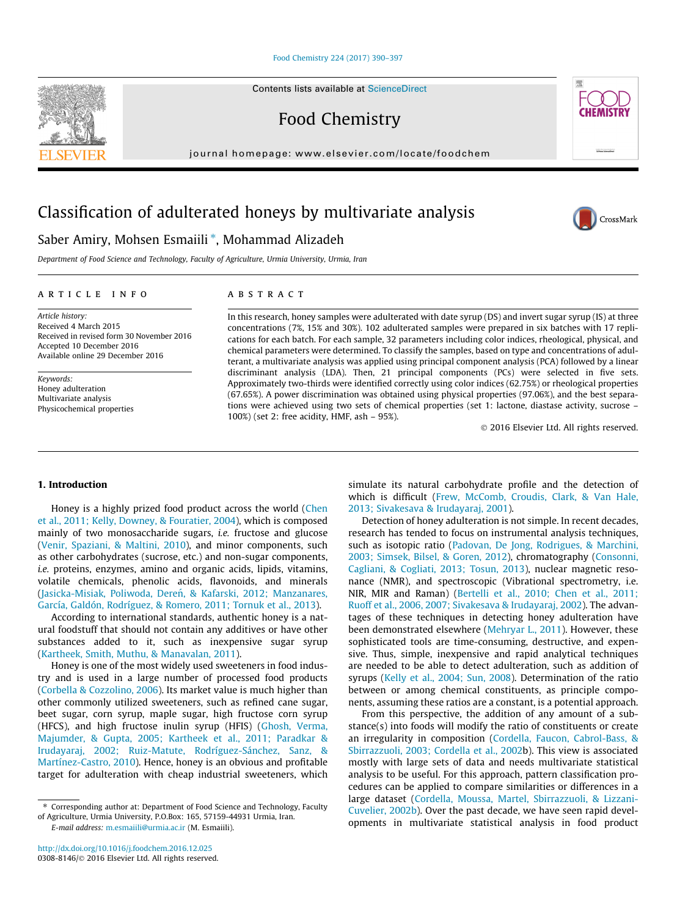# Classification of adulterated honeys by multivariate analysis

Saber Amiry, Mohsen Esmaiili *, Mohammad Alizadeh

*Department of Food Science and Technology, Faculty of Agriculture, Urmia University, Urmia, Iran*

## ARTICLE INFO

*Article history:*
Received 4 March 2015
Received in revised form 30 November 2016
Accepted 10 December 2016
Available online 29 December 2016

*Keywords:*
Honey adulteration
Multivariate analysis
Physicochemical properties

## ABSTRACT

In this research, honey samples were adulterated with date syrup (DS) and invert sugar syrup (IS) at three concentrations (7%, 15% and 30%). 102 adulterated samples were prepared in six batches with 17 replications for each batch. For each sample, 32 parameters including color indices, rheological, physical, and chemical parameters were determined. To classify the samples, based on type and concentrations of adulterant, a multivariate analysis was applied using principal component analysis (PCA) followed by a linear discriminant analysis (LDA). Then, 21 principal components (PCs) were selected in five sets. Approximately two-thirds were identified correctly using color indices (62.75%) or rheological properties (67.65%). A power discrimination was obtained using physical properties (97.06%), and the best separations were achieved using two sets of chemical properties (set 1: lactone, diastase activity, sucrose – 100%) (set 2: free acidity, HMF, ash – 95%).

© 2016 Elsevier Ltd. All rights reserved.

## 1. Introduction

Honey is a highly prized food product across the world (Chen et al., 2011; Kelly, Downey, & Fouratier, 2004), which is composed mainly of two monosaccharide sugars, *i.e.* fructose and glucose (Venir, Spaziani, & Maltini, 2010), and minor components, such as other carbohydrates (sucrose, etc.) and non-sugar components, *i.e.* proteins, enzymes, amino and organic acids, lipids, vitamins, volatile chemicals, phenolic acids, flavonoids, and minerals (Jasicka-Misiak, Poliwoda, Dereń, & Kafarski, 2012; Manzanares, García, Galdón, Rodríguez, & Romero, 2011; Tornuk et al., 2013).

According to international standards, authentic honey is a natural foodstuff that should not contain any additives or have other substances added to it, such as inexpensive sugar syrup (Kartheek, Smith, Muthu, & Manavalan, 2011).

Honey is one of the most widely used sweeteners in food industry and is used in a large number of processed food products (Corbella & Cozzolino, 2006). Its market value is much higher than other commonly utilized sweeteners, such as refined cane sugar, beet sugar, corn syrup, maple sugar, high fructose corn syrup (HFCS), and high fructose inulin syrup (HFIS) (Ghosh, Verma, Majumder, & Gupta, 2005; Kartheek et al., 2011; Paradkar & Irudayaraj, 2002; Ruiz-Matute, Rodríguez-Sánchez, Sanz, & Martínez-Castro, 2010). Hence, honey is an obvious and profitable target for adulteration with cheap industrial sweeteners, which simulate its natural carbohydrate profile and the detection of which is difficult (Frew, McComb, Croudis, Clark, & Van Hale, 2013; Sivakesava & Irudayaraj, 2001).

Detection of honey adulteration is not simple. In recent decades, research has tended to focus on instrumental analysis techniques, such as isotopic ratio (Padovan, De Jong, Rodrigues, & Marchini, 2003; Simsek, Bilsel, & Goren, 2012), chromatography (Consonni, Cagliani, & Cogliati, 2013; Tosun, 2013), nuclear magnetic resonance (NMR), and spectroscopic (Vibrational spectrometry, i.e. NIR, MIR and Raman) (Bertelli et al., 2010; Chen et al., 2011; Ruoff et al., 2006, 2007; Sivakesava & Irudayaraj, 2002). The advantages of these techniques in detecting honey adulteration have been demonstrated elsewhere (Mehryar L., 2011). However, these sophisticated tools are time-consuming, destructive, and expensive. Thus, simple, inexpensive and rapid analytical techniques are needed to be able to detect adulteration, such as addition of syrups (Kelly et al., 2004; Sun, 2008). Determination of the ratio between or among chemical constituents, as principle components, assuming these ratios are a constant, is a potential approach.

From this perspective, the addition of any amount of a substance(s) into foods will modify the ratio of constituents or create an irregularity in composition (Cordella, Faucon, Cabrol-Bass, & Sbirrazzuoli, 2003; Cordella et al., 2002b). This view is associated mostly with large sets of data and needs multivariate statistical analysis to be useful. For this approach, pattern classification procedures can be applied to compare similarities or differences in a large dataset (Cordella, Moussa, Martel, Sbirrazzuoli, & Lizzani-Cuvelier, 2002b). Over the past decade, we have seen rapid developments in multivariate statistical analysis in food product

* Corresponding author at: Department of Food Science and Technology, Faculty of Agriculture, Urmia University, P.O.Box: 165, 57159-44931 Urmia, Iran.
*E-mail address:* m.esmaiili@urmia.ac.ir (M. Esmaiili).

http://dx.doi.org/10.1016/j.foodchem.2016.12.025
0308-8146/© 2016 Elsevier Ltd. All rights reserved.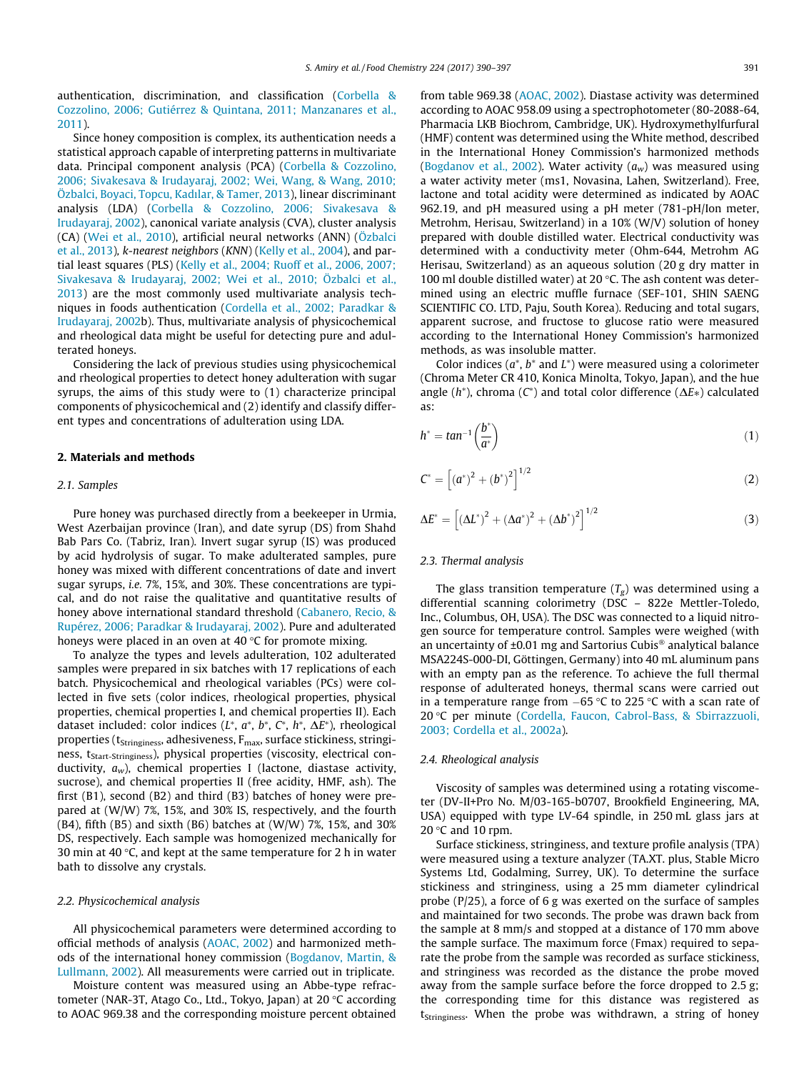authentication, discrimination, and classification (Corbella & Cozzolino, 2006; Gutiérrez & Quintana, 2011; Manzanares et al., 2011).

Since honey composition is complex, its authentication needs a statistical approach capable of interpreting patterns in multivariate data. Principal component analysis (PCA) (Corbella & Cozzolino, 2006; Sivakesava & Irudayaraj, 2002; Wei, Wang, & Wang, 2010; Özbalci, Boyaci, Topcu, Kadılar, & Tamer, 2013), linear discriminant analysis (LDA) (Corbella & Cozzolino, 2006; Sivakesava & Irudayaraj, 2002), canonical variate analysis (CVA), cluster analysis (CA) (Wei et al., 2010), artificial neural networks (ANN) (Özbalci et al., 2013), *k-nearest neighbors* (*KNN*) (Kelly et al., 2004), and partial least squares (PLS) (Kelly et al., 2004; Ruoff et al., 2006, 2007; Sivakesava & Irudayaraj, 2002; Wei et al., 2010; Özbalci et al., 2013) are the most commonly used multivariate analysis techniques in foods authentication (Cordella et al., 2002; Paradkar & Irudayaraj, 2002b). Thus, multivariate analysis of physicochemical and rheological data might be useful for detecting pure and adulterated honeys.

Considering the lack of previous studies using physicochemical and rheological properties to detect honey adulteration with sugar syrups, the aims of this study were to (1) characterize principal components of physicochemical and (2) identify and classify different types and concentrations of adulteration using LDA.

## 2. Materials and methods

### 2.1. Samples

Pure honey was purchased directly from a beekeeper in Urmia, West Azerbaijan province (Iran), and date syrup (DS) from Shahd Bab Pars Co. (Tabriz, Iran). Invert sugar syrup (IS) was produced by acid hydrolysis of sugar. To make adulterated samples, pure honey was mixed with different concentrations of date and invert sugar syrups, *i.e.* 7%, 15%, and 30%. These concentrations are typical, and do not raise the qualitative and quantitative results of honey above international standard threshold (Cabanero, Recio, & Rupérez, 2006; Paradkar & Irudayaraj, 2002). Pure and adulterated honeys were placed in an oven at 40 °C for promote mixing.

To analyze the types and levels adulteration, 102 adulterated samples were prepared in six batches with 17 replications of each batch. Physicochemical and rheological variables (PCs) were collected in five sets (color indices, rheological properties, physical properties, chemical properties I, and chemical properties II). Each dataset included: color indices ($L^*$, $a^*$, $b^*$, $C^*$, $h^*$, $\Delta E^*$), rheological properties ($t_{Stringiness}$, adhesiveness, $F_{max}$, surface stickiness, stringiness, $t_{Start\text{-}Stringiness}$), physical properties (viscosity, electrical conductivity, $a_w$), chemical properties I (lactone, diastase activity, sucrose), and chemical properties II (free acidity, HMF, ash). The first (B1), second (B2) and third (B3) batches of honey were prepared at (W/W) 7%, 15%, and 30% IS, respectively, and the fourth (B4), fifth (B5) and sixth (B6) batches at (W/W) 7%, 15%, and 30% DS, respectively. Each sample was homogenized mechanically for 30 min at 40 °C, and kept at the same temperature for 2 h in water bath to dissolve any crystals.

### 2.2. Physicochemical analysis

All physicochemical parameters were determined according to official methods of analysis (AOAC, 2002) and harmonized methods of the international honey commission (Bogdanov, Martin, & Lullmann, 2002). All measurements were carried out in triplicate.

Moisture content was measured using an Abbe-type refractometer (NAR-3T, Atago Co., Ltd., Tokyo, Japan) at 20 °C according to AOAC 969.38 and the corresponding moisture percent obtained from table 969.38 (AOAC, 2002). Diastase activity was determined according to AOAC 958.09 using a spectrophotometer (80-2088-64, Pharmacia LKB Biochrom, Cambridge, UK). Hydroxymethylfurfural (HMF) content was determined using the White method, described in the International Honey Commission's harmonized methods (Bogdanov et al., 2002). Water activity ($a_w$) was measured using a water activity meter (ms1, Novasina, Lahen, Switzerland). Free, lactone and total acidity were determined as indicated by AOAC 962.19, and pH measured using a pH meter (781-pH/Ion meter, Metrohm, Herisau, Switzerland) in a 10% (W/V) solution of honey prepared with double distilled water. Electrical conductivity was determined with a conductivity meter (Ohm-644, Metrohm AG Herisau, Switzerland) as an aqueous solution (20 g dry matter in 100 ml double distilled water) at 20 °C. The ash content was determined using an electric muffle furnace (SEF-101, SHIN SAENG SCIENTIFIC CO. LTD, Paju, South Korea). Reducing and total sugars, apparent sucrose, and fructose to glucose ratio were measured according to the International Honey Commission's harmonized methods, as was insoluble matter.

Color indices ($a^*$, $b^*$ and $L^*$) were measured using a colorimeter (Chroma Meter CR 410, Konica Minolta, Tokyo, Japan), and the hue angle ($h^*$), chroma ($C^*$) and total color difference ($\Delta E*$) calculated as:

$$h^* = tan^{-1}\left(\frac{b^*}{a^*}\right) \tag{1}$$

$$C^* = \left[(a^*)^2 + (b^*)^2\right]^{1/2} \tag{2}$$

$$\Delta E^* = \left[(\Delta L^*)^2 + (\Delta a^*)^2 + (\Delta b^*)^2\right]^{1/2} \tag{3}$$

### 2.3. Thermal analysis

The glass transition temperature ($T_g$) was determined using a differential scanning colorimetry (DSC – 822e Mettler-Toledo, Inc., Columbus, OH, USA). The DSC was connected to a liquid nitrogen source for temperature control. Samples were weighed (with an uncertainty of ±0.01 mg and Sartorius Cubis® analytical balance MSA224S-000-DI, Göttingen, Germany) into 40 mL aluminum pans with an empty pan as the reference. To achieve the full thermal response of adulterated honeys, thermal scans were carried out in a temperature range from −65 °C to 225 °C with a scan rate of 20 °C per minute (Cordella, Faucon, Cabrol-Bass, & Sbirrazzuoli, 2003; Cordella et al., 2002a).

### 2.4. Rheological analysis

Viscosity of samples was determined using a rotating viscometer (DV-II+Pro No. M/03-165-b0707, Brookfield Engineering, MA, USA) equipped with type LV-64 spindle, in 250 mL glass jars at 20 °C and 10 rpm.

Surface stickiness, stringiness, and texture profile analysis (TPA) were measured using a texture analyzer (TA.XT. plus, Stable Micro Systems Ltd, Godalming, Surrey, UK). To determine the surface stickiness and stringiness, using a 25 mm diameter cylindrical probe (P/25), a force of 6 g was exerted on the surface of samples and maintained for two seconds. The probe was drawn back from the sample at 8 mm/s and stopped at a distance of 170 mm above the sample surface. The maximum force (Fmax) required to separate the probe from the sample was recorded as surface stickiness, and stringiness was recorded as the distance the probe moved away from the sample surface before the force dropped to 2.5 g; the corresponding time for this distance was registered as $t_{Stringiness}$. When the probe was withdrawn, a string of honey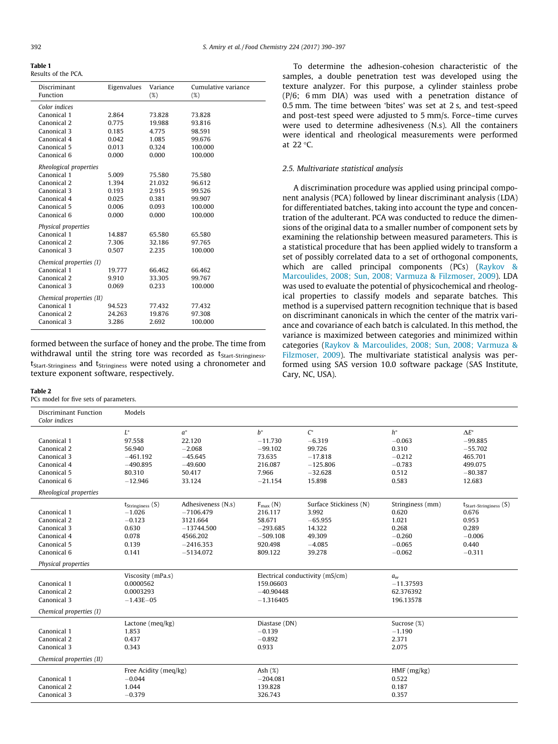**Table 1**
Results of the PCA.

| Discriminant Function | Eigenvalues | Variance (%) | Cumulative variance (%) |
|---|---|---|---|
| *Color indices* | | | |
| Canonical 1 | 2.864 | 73.828 | 73.828 |
| Canonical 2 | 0.775 | 19.988 | 93.816 |
| Canonical 3 | 0.185 | 4.775 | 98.591 |
| Canonical 4 | 0.042 | 1.085 | 99.676 |
| Canonical 5 | 0.013 | 0.324 | 100.000 |
| Canonical 6 | 0.000 | 0.000 | 100.000 |
| *Rheological properties* | | | |
| Canonical 1 | 5.009 | 75.580 | 75.580 |
| Canonical 2 | 1.394 | 21.032 | 96.612 |
| Canonical 3 | 0.193 | 2.915 | 99.526 |
| Canonical 4 | 0.025 | 0.381 | 99.907 |
| Canonical 5 | 0.006 | 0.093 | 100.000 |
| Canonical 6 | 0.000 | 0.000 | 100.000 |
| *Physical properties* | | | |
| Canonical 1 | 14.887 | 65.580 | 65.580 |
| Canonical 2 | 7.306 | 32.186 | 97.765 |
| Canonical 3 | 0.507 | 2.235 | 100.000 |
| *Chemical properties (I)* | | | |
| Canonical 1 | 19.777 | 66.462 | 66.462 |
| Canonical 2 | 9.910 | 33.305 | 99.767 |
| Canonical 3 | 0.069 | 0.233 | 100.000 |
| *Chemical properties (II)* | | | |
| Canonical 1 | 94.523 | 77.432 | 77.432 |
| Canonical 2 | 24.263 | 19.876 | 97.308 |
| Canonical 3 | 3.286 | 2.692 | 100.000 |

formed between the surface of honey and the probe. The time from withdrawal until the string tore was recorded as $t_{Start-Stringiness}$. $t_{Start-Stringiness}$ and $t_{Stringiness}$ were noted using a chronometer and texture exponent software, respectively.

To determine the adhesion-cohesion characteristic of the samples, a double penetration test was developed using the texture analyzer. For this purpose, a cylinder stainless probe (P/6; 6 mm DIA) was used with a penetration distance of 0.5 mm. The time between 'bites' was set at 2 s, and test-speed and post-test speed were adjusted to 5 mm/s. Force–time curves were used to determine adhesiveness (N.s). All the containers were identical and rheological measurements were performed at 22 °C.

### 2.5. Multivariate statistical analysis

A discrimination procedure was applied using principal component analysis (PCA) followed by linear discriminant analysis (LDA) for differentiated batches, taking into account the type and concentration of the adulterant. PCA was conducted to reduce the dimensions of the original data to a smaller number of component sets by examining the relationship between measured parameters. This is a statistical procedure that has been applied widely to transform a set of possibly correlated data to a set of orthogonal components, which are called principal components (PCs) (Raykov & Marcoulides, 2008; Sun, 2008; Varmuza & Filzmoser, 2009). LDA was used to evaluate the potential of physicochemical and rheological properties to classify models and separate batches. This method is a supervised pattern recognition technique that is based on discriminant canonicals in which the center of the matrix variance and covariance of each batch is calculated. In this method, the variance is maximized between categories and minimized within categories (Raykov & Marcoulides, 2008; Sun, 2008; Varmuza & Filzmoser, 2009). The multivariate statistical analysis was performed using SAS version 10.0 software package (SAS Institute, Cary, NC, USA).

**Table 2**
PCs model for five sets of parameters.

| Discriminant Function | Models | | | | | |
|---|---|---|---|---|---|---|
| *Color indices* | | | | | | |
| | $L^*$ | $a^*$ | $b^*$ | $C^*$ | $h^*$ | $\Delta E^*$ |
| Canonical 1 | 97.558 | 22.120 | −11.730 | −6.319 | −0.063 | −99.885 |
| Canonical 2 | 56.940 | −2.068 | −99.102 | 99.726 | 0.310 | −55.702 |
| Canonical 3 | −461.192 | −45.645 | 73.635 | −17.818 | −0.212 | 465.701 |
| Canonical 4 | −490.895 | −49.600 | 216.087 | −125.806 | −0.783 | 499.075 |
| Canonical 5 | 80.310 | 50.417 | 7.966 | −32.628 | 0.512 | −80.387 |
| Canonical 6 | −12.946 | 33.124 | −21.154 | 15.898 | 0.583 | 12.683 |
| *Rheological properties* | | | | | | |
| | $t_{Stringiness}$ (S) | Adhesiveness (N.s) | $F_{max}$ (N) | Surface Stickiness (N) | Stringiness (mm) | $t_{Start-Stringiness}$ (S) |
| Canonical 1 | −1.026 | −7106.479 | 216.117 | 3.992 | 0.620 | 0.676 |
| Canonical 2 | −0.123 | 3121.664 | 58.671 | −65.955 | 1.021 | 0.953 |
| Canonical 3 | 0.630 | −13744.500 | −293.685 | 14.322 | 0.268 | 0.289 |
| Canonical 4 | 0.078 | 4566.202 | −509.108 | 49.309 | −0.260 | −0.006 |
| Canonical 5 | 0.139 | −2416.353 | 920.498 | −4.085 | −0.065 | 0.440 |
| Canonical 6 | 0.141 | −5134.072 | 809.122 | 39.278 | −0.062 | −0.311 |
| *Physical properties* | | | | | | |
| | Viscosity (mPa.s) | | Electrical conductivity (mS/cm) | | $a_w$ | |
| Canonical 1 | 0.0000562 | | 159.06603 | | −11.37593 | |
| Canonical 2 | 0.0003293 | | −40.90448 | | 62.376392 | |
| Canonical 3 | −1.43E−05 | | −1.316405 | | 196.13578 | |
| *Chemical properties (I)* | | | | | | |
| | Lactone (meq/kg) | | Diastase (DN) | | Sucrose (%) | |
| Canonical 1 | 1.853 | | −0.139 | | −1.190 | |
| Canonical 2 | 0.437 | | −0.892 | | 2.371 | |
| Canonical 3 | 0.343 | | 0.933 | | 2.075 | |
| *Chemical properties (II)* | | | | | | |
| | Free Acidity (meq/kg) | | Ash (%) | | HMF (mg/kg) | |
| Canonical 1 | −0.044 | | −204.081 | | 0.522 | |
| Canonical 2 | 1.044 | | 139.828 | | 0.187 | |
| Canonical 3 | −0.379 | | 326.743 | | 0.357 | |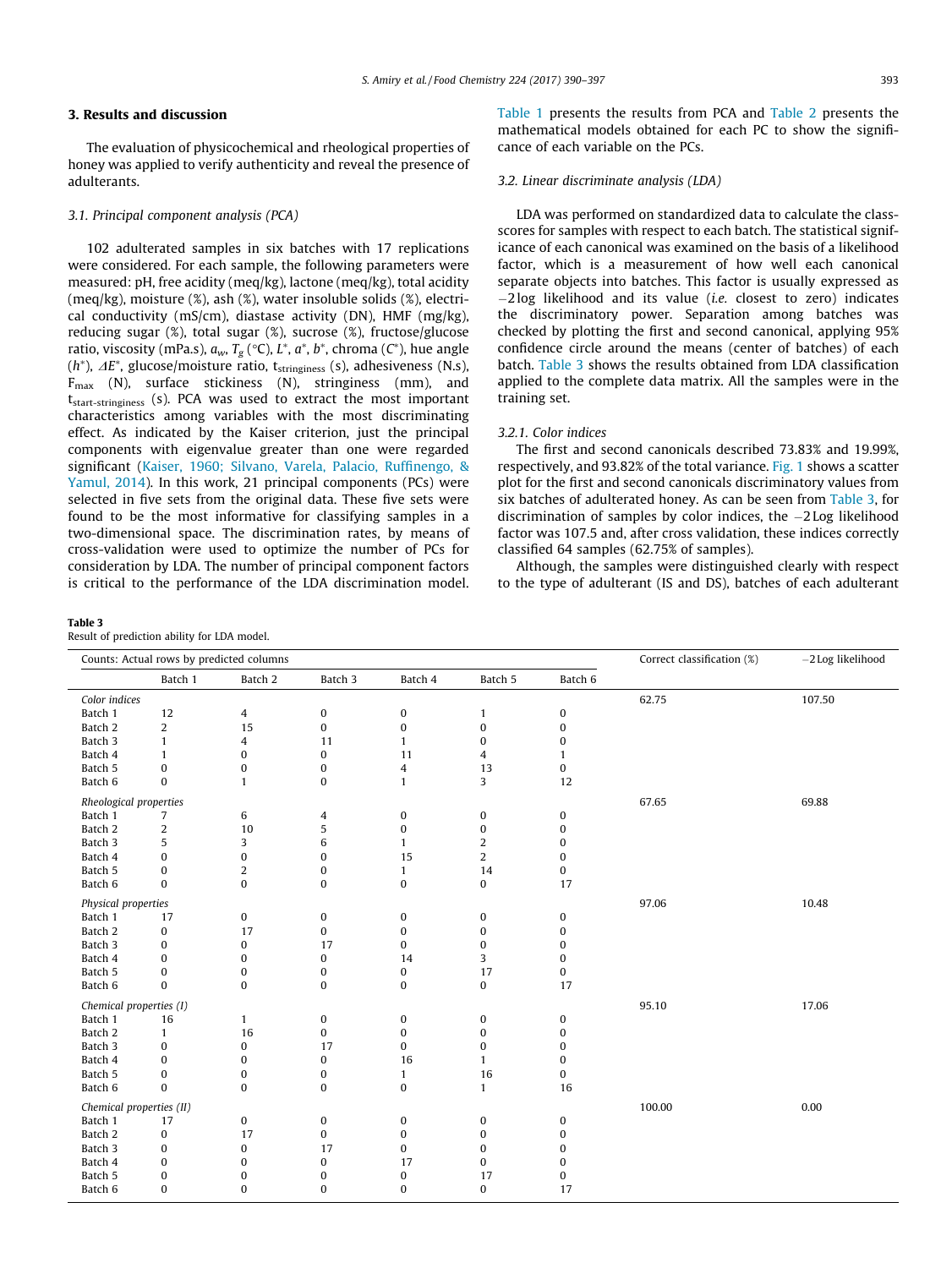## 3. Results and discussion

The evaluation of physicochemical and rheological properties of honey was applied to verify authenticity and reveal the presence of adulterants.

### 3.1. Principal component analysis (PCA)

102 adulterated samples in six batches with 17 replications were considered. For each sample, the following parameters were measured: pH, free acidity (meq/kg), lactone (meq/kg), total acidity (meq/kg), moisture (%), ash (%), water insoluble solids (%), electrical conductivity (mS/cm), diastase activity (DN), HMF (mg/kg), reducing sugar (%), total sugar (%), sucrose (%), fructose/glucose ratio, viscosity (mPa.s), $a_w$, $T_g$ (°C), $L^*$, $a^*$, $b^*$, chroma ($C^*$), hue angle ($h^*$), $\Delta E^*$, glucose/moisture ratio, $t_{stringiness}$ (s), adhesiveness (N.s), $F_{max}$ (N), surface stickiness (N), stringiness (mm), and $t_{start\text{-}stringiness}$ (s). PCA was used to extract the most important characteristics among variables with the most discriminating effect. As indicated by the Kaiser criterion, just the principal components with eigenvalue greater than one were regarded significant (Kaiser, 1960; Silvano, Varela, Palacio, Ruffinengo, & Yamul, 2014). In this work, 21 principal components (PCs) were selected in five sets from the original data. These five sets were found to be the most informative for classifying samples in a two-dimensional space. The discrimination rates, by means of cross-validation were used to optimize the number of PCs for consideration by LDA. The number of principal component factors is critical to the performance of the LDA discrimination model. Table 1 presents the results from PCA and Table 2 presents the mathematical models obtained for each PC to show the significance of each variable on the PCs.

### 3.2. Linear discriminate analysis (LDA)

LDA was performed on standardized data to calculate the class-scores for samples with respect to each batch. The statistical significance of each canonical was examined on the basis of a likelihood factor, which is a measurement of how well each canonical separate objects into batches. This factor is usually expressed as −2log likelihood and its value (*i.e.* closest to zero) indicates the discriminatory power. Separation among batches was checked by plotting the first and second canonical, applying 95% confidence circle around the means (center of batches) of each batch. Table 3 shows the results obtained from LDA classification applied to the complete data matrix. All the samples were in the training set.

#### 3.2.1. Color indices

The first and second canonicals described 73.83% and 19.99%, respectively, and 93.82% of the total variance. Fig. 1 shows a scatter plot for the first and second canonicals discriminatory values from six batches of adulterated honey. As can be seen from Table 3, for discrimination of samples by color indices, the −2Log likelihood factor was 107.5 and, after cross validation, these indices correctly classified 64 samples (62.75% of samples).

Although, the samples were distinguished clearly with respect to the type of adulterant (IS and DS), batches of each adulterant

**Table 3**
Result of prediction ability for LDA model.

| Counts: Actual rows by predicted columns | | | | | | | Correct classification (%) | −2Log likelihood |
|---|---|---|---|---|---|---|---|---|
| | Batch 1 | Batch 2 | Batch 3 | Batch 4 | Batch 5 | Batch 6 | | |
| *Color indices* | | | | | | | 62.75 | 107.50 |
| Batch 1 | 12 | 4 | 0 | 0 | 1 | 0 | | |
| Batch 2 | 2 | 15 | 0 | 0 | 0 | 0 | | |
| Batch 3 | 1 | 4 | 11 | 1 | 0 | 0 | | |
| Batch 4 | 1 | 0 | 0 | 11 | 4 | 1 | | |
| Batch 5 | 0 | 0 | 0 | 4 | 13 | 0 | | |
| Batch 6 | 0 | 1 | 0 | 1 | 3 | 12 | | |
| *Rheological properties* | | | | | | | 67.65 | 69.88 |
| Batch 1 | 7 | 6 | 4 | 0 | 0 | 0 | | |
| Batch 2 | 2 | 10 | 5 | 0 | 0 | 0 | | |
| Batch 3 | 5 | 3 | 6 | 1 | 2 | 0 | | |
| Batch 4 | 0 | 0 | 0 | 15 | 2 | 0 | | |
| Batch 5 | 0 | 2 | 0 | 1 | 14 | 0 | | |
| Batch 6 | 0 | 0 | 0 | 0 | 0 | 17 | | |
| *Physical properties* | | | | | | | 97.06 | 10.48 |
| Batch 1 | 17 | 0 | 0 | 0 | 0 | 0 | | |
| Batch 2 | 0 | 17 | 0 | 0 | 0 | 0 | | |
| Batch 3 | 0 | 0 | 17 | 0 | 0 | 0 | | |
| Batch 4 | 0 | 0 | 0 | 14 | 3 | 0 | | |
| Batch 5 | 0 | 0 | 0 | 0 | 17 | 0 | | |
| Batch 6 | 0 | 0 | 0 | 0 | 0 | 17 | | |
| *Chemical properties (I)* | | | | | | | 95.10 | 17.06 |
| Batch 1 | 16 | 1 | 0 | 0 | 0 | 0 | | |
| Batch 2 | 1 | 16 | 0 | 0 | 0 | 0 | | |
| Batch 3 | 0 | 0 | 17 | 0 | 0 | 0 | | |
| Batch 4 | 0 | 0 | 0 | 16 | 1 | 0 | | |
| Batch 5 | 0 | 0 | 0 | 1 | 16 | 0 | | |
| Batch 6 | 0 | 0 | 0 | 0 | 1 | 16 | | |
| *Chemical properties (II)* | | | | | | | 100.00 | 0.00 |
| Batch 1 | 17 | 0 | 0 | 0 | 0 | 0 | | |
| Batch 2 | 0 | 17 | 0 | 0 | 0 | 0 | | |
| Batch 3 | 0 | 0 | 17 | 0 | 0 | 0 | | |
| Batch 4 | 0 | 0 | 0 | 17 | 0 | 0 | | |
| Batch 5 | 0 | 0 | 0 | 0 | 17 | 0 | | |
| Batch 6 | 0 | 0 | 0 | 0 | 0 | 17 | | |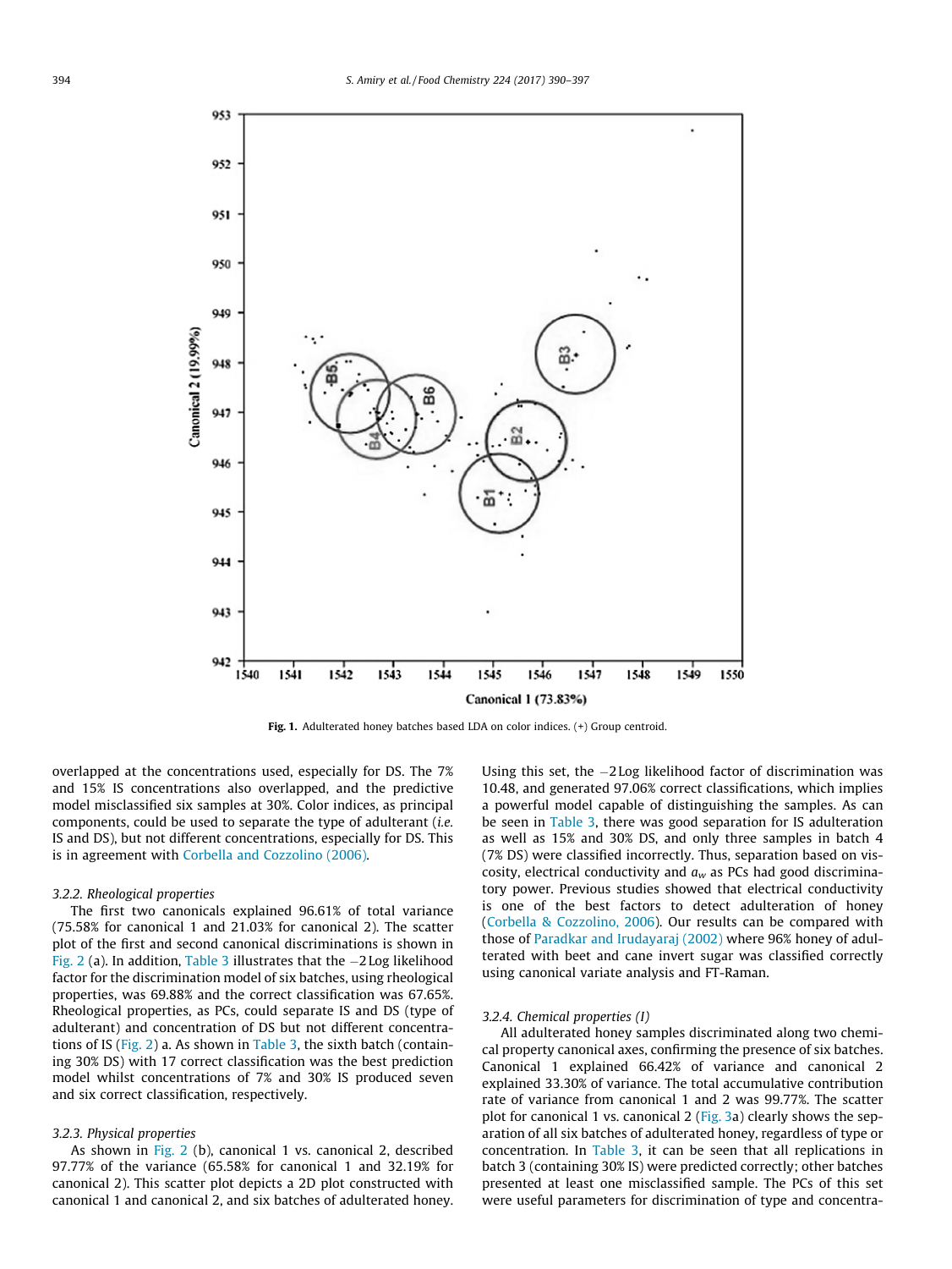Fig. 1. Adulterated honey batches based LDA on color indices. (+) Group centroid.

overlapped at the concentrations used, especially for DS. The 7% and 15% IS concentrations also overlapped, and the predictive model misclassified six samples at 30%. Color indices, as principal components, could be used to separate the type of adulterant (*i.e.* IS and DS), but not different concentrations, especially for DS. This is in agreement with Corbella and Cozzolino (2006).

### 3.2.2. Rheological properties

The first two canonicals explained 96.61% of total variance (75.58% for canonical 1 and 21.03% for canonical 2). The scatter plot of the first and second canonical discriminations is shown in Fig. 2 (a). In addition, Table 3 illustrates that the −2 Log likelihood factor for the discrimination model of six batches, using rheological properties, was 69.88% and the correct classification was 67.65%. Rheological properties, as PCs, could separate IS and DS (type of adulterant) and concentration of DS but not different concentrations of IS (Fig. 2) a. As shown in Table 3, the sixth batch (containing 30% DS) with 17 correct classification was the best prediction model whilst concentrations of 7% and 30% IS produced seven and six correct classification, respectively.

### 3.2.3. Physical properties

As shown in Fig. 2 (b), canonical 1 vs. canonical 2, described 97.77% of the variance (65.58% for canonical 1 and 32.19% for canonical 2). This scatter plot depicts a 2D plot constructed with canonical 1 and canonical 2, and six batches of adulterated honey. Using this set, the −2 Log likelihood factor of discrimination was 10.48, and generated 97.06% correct classifications, which implies a powerful model capable of distinguishing the samples. As can be seen in Table 3, there was good separation for IS adulteration as well as 15% and 30% DS, and only three samples in batch 4 (7% DS) were classified incorrectly. Thus, separation based on viscosity, electrical conductivity and $a_w$ as PCs had good discriminatory power. Previous studies showed that electrical conductivity is one of the best factors to detect adulteration of honey (Corbella & Cozzolino, 2006). Our results can be compared with those of Paradkar and Irudayaraj (2002) where 96% honey of adulterated with beet and cane invert sugar was classified correctly using canonical variate analysis and FT-Raman.

### 3.2.4. Chemical properties (I)

All adulterated honey samples discriminated along two chemical property canonical axes, confirming the presence of six batches. Canonical 1 explained 66.42% of variance and canonical 2 explained 33.30% of variance. The total accumulative contribution rate of variance from canonical 1 and 2 was 99.77%. The scatter plot for canonical 1 vs. canonical 2 (Fig. 3a) clearly shows the separation of all six batches of adulterated honey, regardless of type or concentration. In Table 3, it can be seen that all replications in batch 3 (containing 30% IS) were predicted correctly; other batches presented at least one misclassified sample. The PCs of this set were useful parameters for discrimination of type and concentra-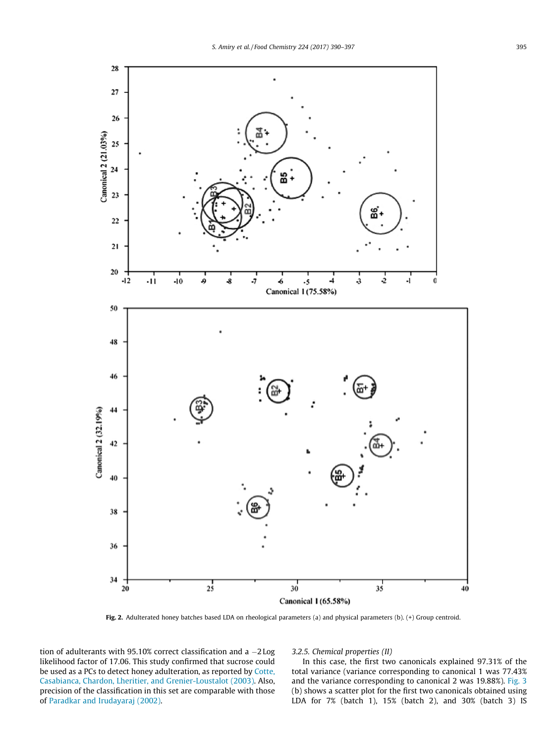Fig. 2. Adulterated honey batches based LDA on rheological parameters (a) and physical parameters (b). (+) Group centroid.

tion of adulterants with 95.10% correct classification and a −2 Log likelihood factor of 17.06. This study confirmed that sucrose could be used as a PCs to detect honey adulteration, as reported by Cotte, Casabianca, Chardon, Lheritier, and Grenier-Loustalot (2003). Also, precision of the classification in this set are comparable with those of Paradkar and Irudayaraj (2002).

*3.2.5. Chemical properties (II)*

In this case, the first two canonicals explained 97.31% of the total variance (variance corresponding to canonical 1 was 77.43% and the variance corresponding to canonical 2 was 19.88%). Fig. 3 (b) shows a scatter plot for the first two canonicals obtained using LDA for 7% (batch 1), 15% (batch 2), and 30% (batch 3) IS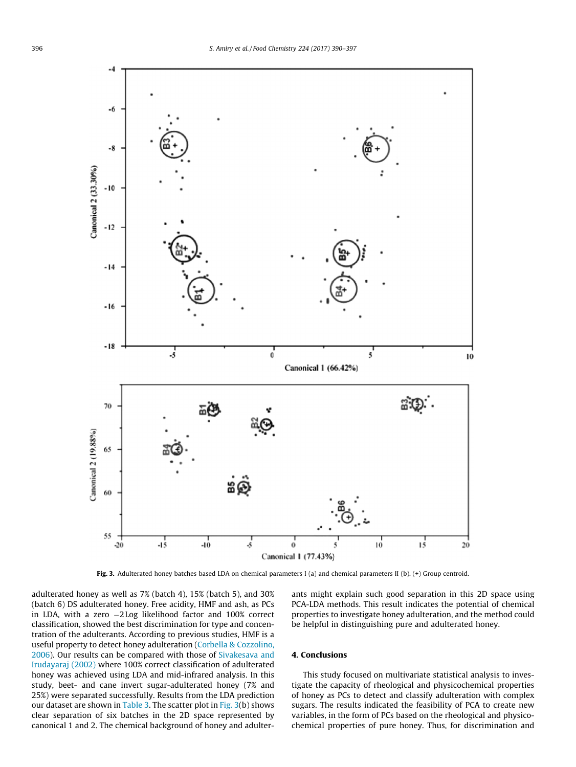Fig. 3. Adulterated honey batches based LDA on chemical parameters I (a) and chemical parameters II (b). (+) Group centroid.

adulterated honey as well as 7% (batch 4), 15% (batch 5), and 30% (batch 6) DS adulterated honey. Free acidity, HMF and ash, as PCs in LDA, with a zero $-2$Log likelihood factor and 100% correct classification, showed the best discrimination for type and concentration of the adulterants. According to previous studies, HMF is a useful property to detect honey adulteration (Corbella & Cozzolino, 2006). Our results can be compared with those of Sivakesava and Irudayaraj (2002) where 100% correct classification of adulterated honey was achieved using LDA and mid-infrared analysis. In this study, beet- and cane invert sugar-adulterated honey (7% and 25%) were separated successfully. Results from the LDA prediction our dataset are shown in Table 3. The scatter plot in Fig. 3(b) shows clear separation of six batches in the 2D space represented by canonical 1 and 2. The chemical background of honey and adulterants might explain such good separation in this 2D space using PCA-LDA methods. This result indicates the potential of chemical properties to investigate honey adulteration, and the method could be helpful in distinguishing pure and adulterated honey.

## 4. Conclusions

This study focused on multivariate statistical analysis to investigate the capacity of rheological and physicochemical properties of honey as PCs to detect and classify adulteration with complex sugars. The results indicated the feasibility of PCA to create new variables, in the form of PCs based on the rheological and physicochemical properties of pure honey. Thus, for discrimination and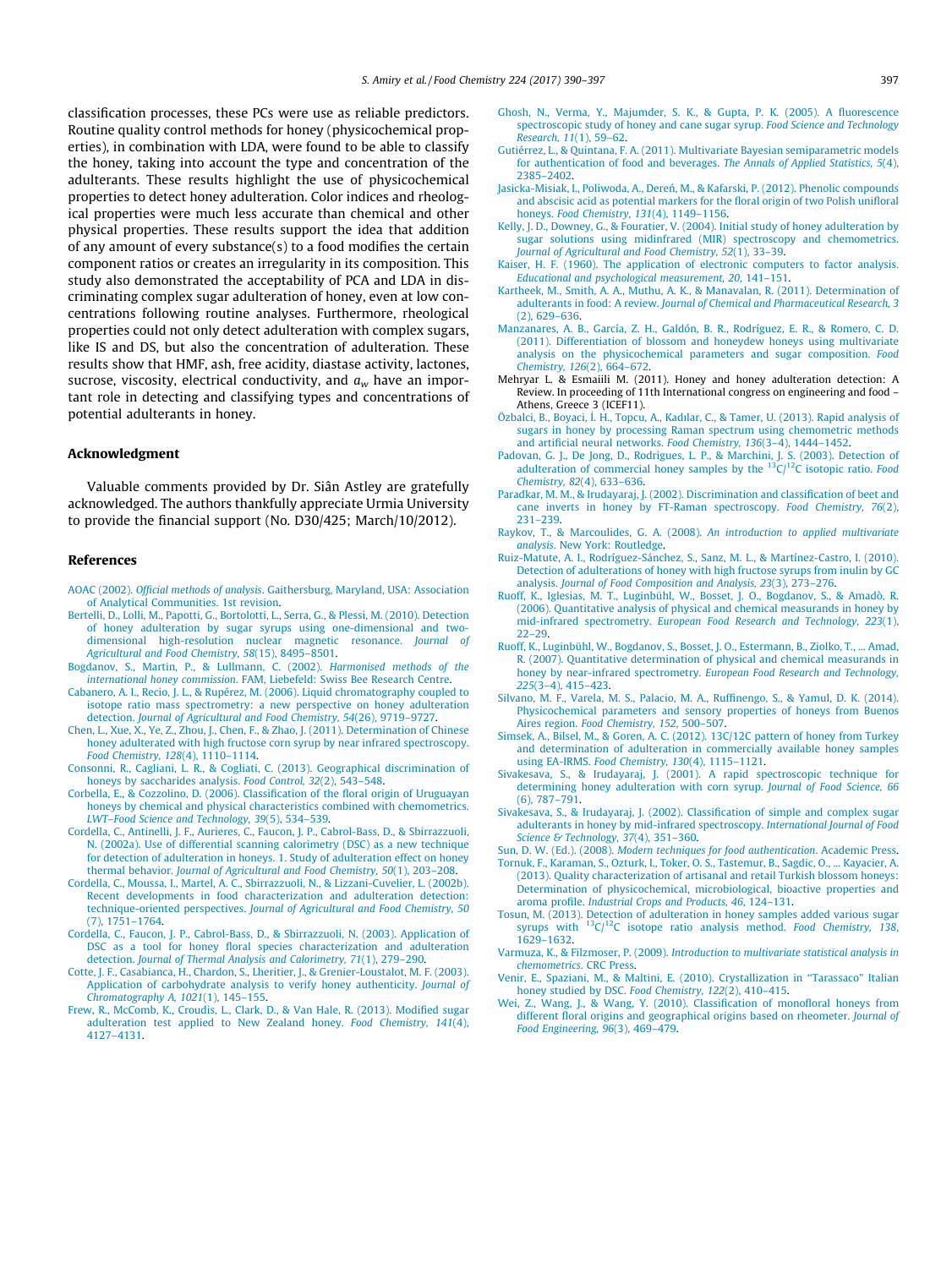classification processes, these PCs were use as reliable predictors. Routine quality control methods for honey (physicochemical properties), in combination with LDA, were found to be able to classify the honey, taking into account the type and concentration of the adulterants. These results highlight the use of physicochemical properties to detect honey adulteration. Color indices and rheological properties were much less accurate than chemical and other physical properties. These results support the idea that addition of any amount of every substance(s) to a food modifies the certain component ratios or creates an irregularity in its composition. This study also demonstrated the acceptability of PCA and LDA in discriminating complex sugar adulteration of honey, even at low concentrations following routine analyses. Furthermore, rheological properties could not only detect adulteration with complex sugars, like IS and DS, but also the concentration of adulteration. These results show that HMF, ash, free acidity, diastase activity, lactones, sucrose, viscosity, electrical conductivity, and $a_w$ have an important role in detecting and classifying types and concentrations of potential adulterants in honey.

## Acknowledgment

Valuable comments provided by Dr. Siân Astley are gratefully acknowledged. The authors thankfully appreciate Urmia University to provide the financial support (No. D30/425; March/10/2012).

## References

AOAC (2002). *Official methods of analysis*. Gaithersburg, Maryland, USA: Association of Analytical Communities. 1st revision.

Bertelli, D., Lolli, M., Papotti, G., Bortolotti, L., Serra, G., & Plessi, M. (2010). Detection of honey adulteration by sugar syrups using one-dimensional and two-dimensional high-resolution nuclear magnetic resonance. *Journal of Agricultural and Food Chemistry, 58*(15), 8495–8501.

Bogdanov, S., Martin, P., & Lullmann, C. (2002). *Harmonised methods of the international honey commission*. FAM, Liebefeld: Swiss Bee Research Centre.

Cabanero, A. I., Recio, J. L., & Rupérez, M. (2006). Liquid chromatography coupled to isotope ratio mass spectrometry: a new perspective on honey adulteration detection. *Journal of Agricultural and Food Chemistry, 54*(26), 9719–9727.

Chen, L., Xue, X., Ye, Z., Zhou, J., Chen, F., & Zhao, J. (2011). Determination of Chinese honey adulterated with high fructose corn syrup by near infrared spectroscopy. *Food Chemistry, 128*(4), 1110–1114.

Consonni, R., Cagliani, L. R., & Cogliati, C. (2013). Geographical discrimination of honeys by saccharides analysis. *Food Control, 32*(2), 543–548.

Corbella, E., & Cozzolino, D. (2006). Classification of the floral origin of Uruguayan honeys by chemical and physical characteristics combined with chemometrics. *LWT–Food Science and Technology, 39*(5), 534–539.

Cordella, C., Antinelli, J. F., Aurieres, C., Faucon, J. P., Cabrol-Bass, D., & Sbirrazzuoli, N. (2002a). Use of differential scanning calorimetry (DSC) as a new technique for detection of adulteration in honeys. 1. Study of adulteration effect on honey thermal behavior. *Journal of Agricultural and Food Chemistry, 50*(1), 203–208.

Cordella, C., Moussa, I., Martel, A. C., Sbirrazzuoli, N., & Lizzani-Cuvelier, L. (2002b). Recent developments in food characterization and adulteration detection: technique-oriented perspectives. *Journal of Agricultural and Food Chemistry, 50*(7), 1751–1764.

Cordella, C., Faucon, J. P., Cabrol-Bass, D., & Sbirrazzuoli, N. (2003). Application of DSC as a tool for honey floral species characterization and adulteration detection. *Journal of Thermal Analysis and Calorimetry, 71*(1), 279–290.

Cotte, J. F., Casabianca, H., Chardon, S., Lheritier, J., & Grenier-Loustalot, M. F. (2003). Application of carbohydrate analysis to verify honey authenticity. *Journal of Chromatography A, 1021*(1), 145–155.

Frew, R., McComb, K., Croudis, L., Clark, D., & Van Hale, R. (2013). Modified sugar adulteration test applied to New Zealand honey. *Food Chemistry, 141*(4), 4127–4131.

Ghosh, N., Verma, Y., Majumder, S. K., & Gupta, P. K. (2005). A fluorescence spectroscopic study of honey and cane sugar syrup. *Food Science and Technology Research, 11*(1), 59–62.

Gutiérrez, L., & Quintana, F. A. (2011). Multivariate Bayesian semiparametric models for authentication of food and beverages. *The Annals of Applied Statistics, 5*(4), 2385–2402.

Jasicka-Misiak, I., Poliwoda, A., Dereń, M., & Kafarski, P. (2012). Phenolic compounds and abscisic acid as potential markers for the floral origin of two Polish unifloral honeys. *Food Chemistry, 131*(4), 1149–1156.

Kelly, J. D., Downey, G., & Fouratier, V. (2004). Initial study of honey adulteration by sugar solutions using midinfrared (MIR) spectroscopy and chemometrics. *Journal of Agricultural and Food Chemistry, 52*(1), 33–39.

Kaiser, H. F. (1960). The application of electronic computers to factor analysis. *Educational and psychological measurement, 20*, 141–151.

Kartheek, M., Smith, A. A., Muthu, A. K., & Manavalan, R. (2011). Determination of adulterants in food: A review. *Journal of Chemical and Pharmaceutical Research, 3*(2), 629–636.

Manzanares, A. B., García, Z. H., Galdón, B. R., Rodríguez, E. R., & Romero, C. D. (2011). Differentiation of blossom and honeydew honeys using multivariate analysis on the physicochemical parameters and sugar composition. *Food Chemistry, 126*(2), 664–672.

Mehryar L. & Esmaiili M. (2011). Honey and honey adulteration detection: A Review. In proceeding of 11th International congress on engineering and food – Athens, Greece 3 (ICEF11).

Özbalci, B., Boyaci, İ. H., Topcu, A., Kadılar, C., & Tamer, U. (2013). Rapid analysis of sugars in honey by processing Raman spectrum using chemometric methods and artificial neural networks. *Food Chemistry, 136*(3–4), 1444–1452.

Padovan, G. J., De Jong, D., Rodrigues, L. P., & Marchini, J. S. (2003). Detection of adulteration of commercial honey samples by the $^{13}C/^{12}C$ isotopic ratio. *Food Chemistry, 82*(4), 633–636.

Paradkar, M. M., & Irudayaraj, J. (2002). Discrimination and classification of beet and cane inverts in honey by FT-Raman spectroscopy. *Food Chemistry, 76*(2), 231–239.

Raykov, T., & Marcoulides, G. A. (2008). *An introduction to applied multivariate analysis*. New York: Routledge.

Ruiz-Matute, A. I., Rodríguez-Sánchez, S., Sanz, M. L., & Martínez-Castro, I. (2010). Detection of adulterations of honey with high fructose syrups from inulin by GC analysis. *Journal of Food Composition and Analysis, 23*(3), 273–276.

Ruoff, K., Iglesias, M. T., Luginbühl, W., Bosset, J. O., Bogdanov, S., & Amadò, R. (2006). Quantitative analysis of physical and chemical measurands in honey by mid-infrared spectrometry. *European Food Research and Technology, 223*(1), 22–29.

Ruoff, K., Luginbühl, W., Bogdanov, S., Bosset, J. O., Estermann, B., Ziolko, T., ... Amad, R. (2007). Quantitative determination of physical and chemical measurands in honey by near-infrared spectrometry. *European Food Research and Technology, 225*(3–4), 415–423.

Silvano, M. F., Varela, M. S., Palacio, M. A., Ruffinengo, S., & Yamul, D. K. (2014). Physicochemical parameters and sensory properties of honeys from Buenos Aires region. *Food Chemistry, 152*, 500–507.

Simsek, A., Bilsel, M., & Goren, A. C. (2012). 13C/12C pattern of honey from Turkey and determination of adulteration in commercially available honey samples using EA-IRMS. *Food Chemistry, 130*(4), 1115–1121.

Sivakesava, S., & Irudayaraj, J. (2001). A rapid spectroscopic technique for determining honey adulteration with corn syrup. *Journal of Food Science, 66*(6), 787–791.

Sivakesava, S., & Irudayaraj, J. (2002). Classification of simple and complex sugar adulterants in honey by mid-infrared spectroscopy. *International Journal of Food Science & Technology, 37*(4), 351–360.

Sun, D. W. (Ed.). (2008). *Modern techniques for food authentication*. Academic Press.

Tornuk, F., Karaman, S., Ozturk, I., Toker, O. S., Tastemur, B., Sagdic, O., ... Kayacier, A. (2013). Quality characterization of artisanal and retail Turkish blossom honeys: Determination of physicochemical, microbiological, bioactive properties and aroma profile. *Industrial Crops and Products, 46*, 124–131.

Tosun, M. (2013). Detection of adulteration in honey samples added various sugar syrups with $^{13}C/^{12}C$ isotope ratio analysis method. *Food Chemistry, 138*, 1629–1632.

Varmuza, K., & Filzmoser, P. (2009). *Introduction to multivariate statistical analysis in chemometrics*. CRC Press.

Venir, E., Spaziani, M., & Maltini, E. (2010). Crystallization in "Tarassaco" Italian honey studied by DSC. *Food Chemistry, 122*(2), 410–415.

Wei, Z., Wang, J., & Wang, Y. (2010). Classification of monofloral honeys from different floral origins and geographical origins based on rheometer. *Journal of Food Engineering, 96*(3), 469–479.